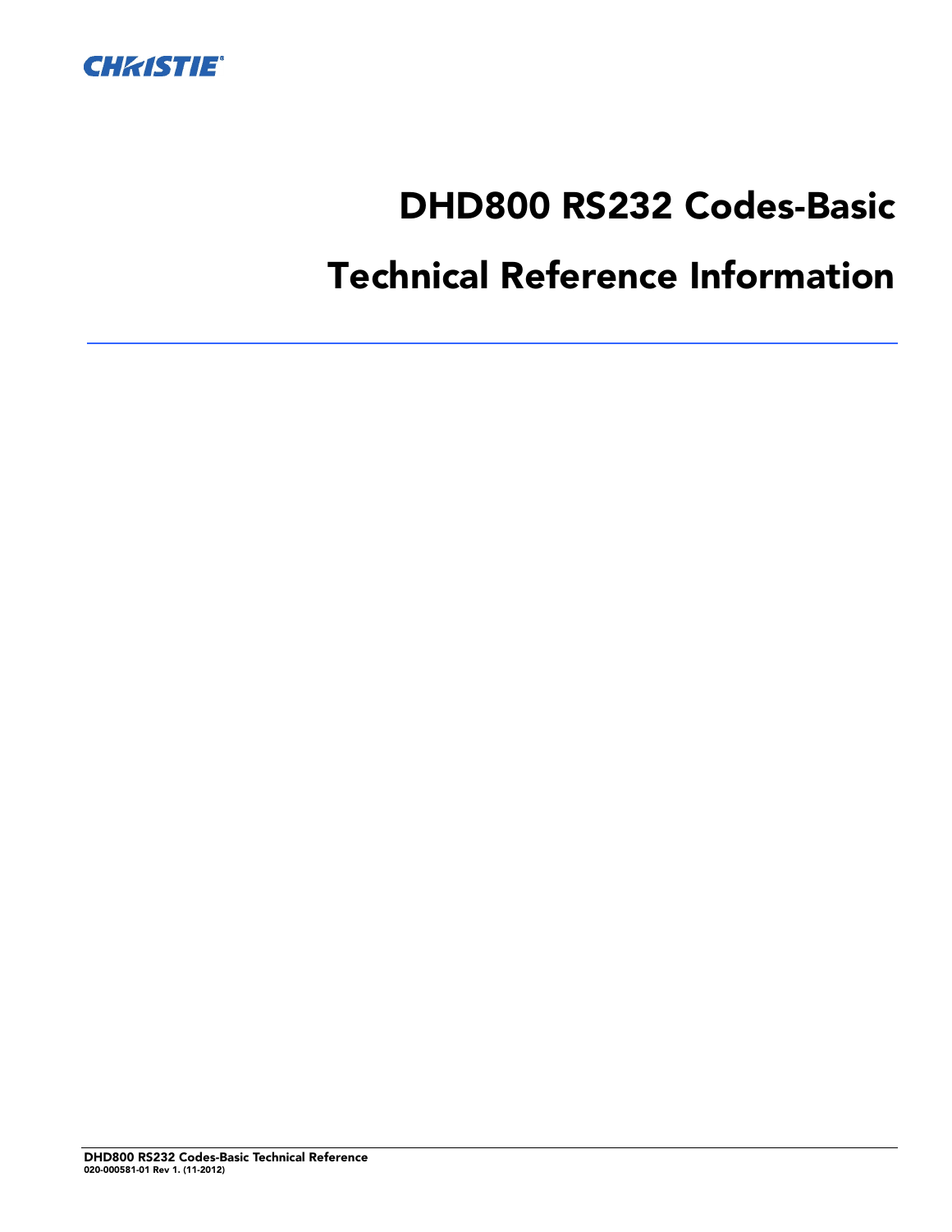CHRISTIE

# DHD800 RS232 Codes-Basic

# Technical Reference Information

DHD800 RS232 Codes-Basic Technical Reference
020-000581-01 Rev 1. (11-2012)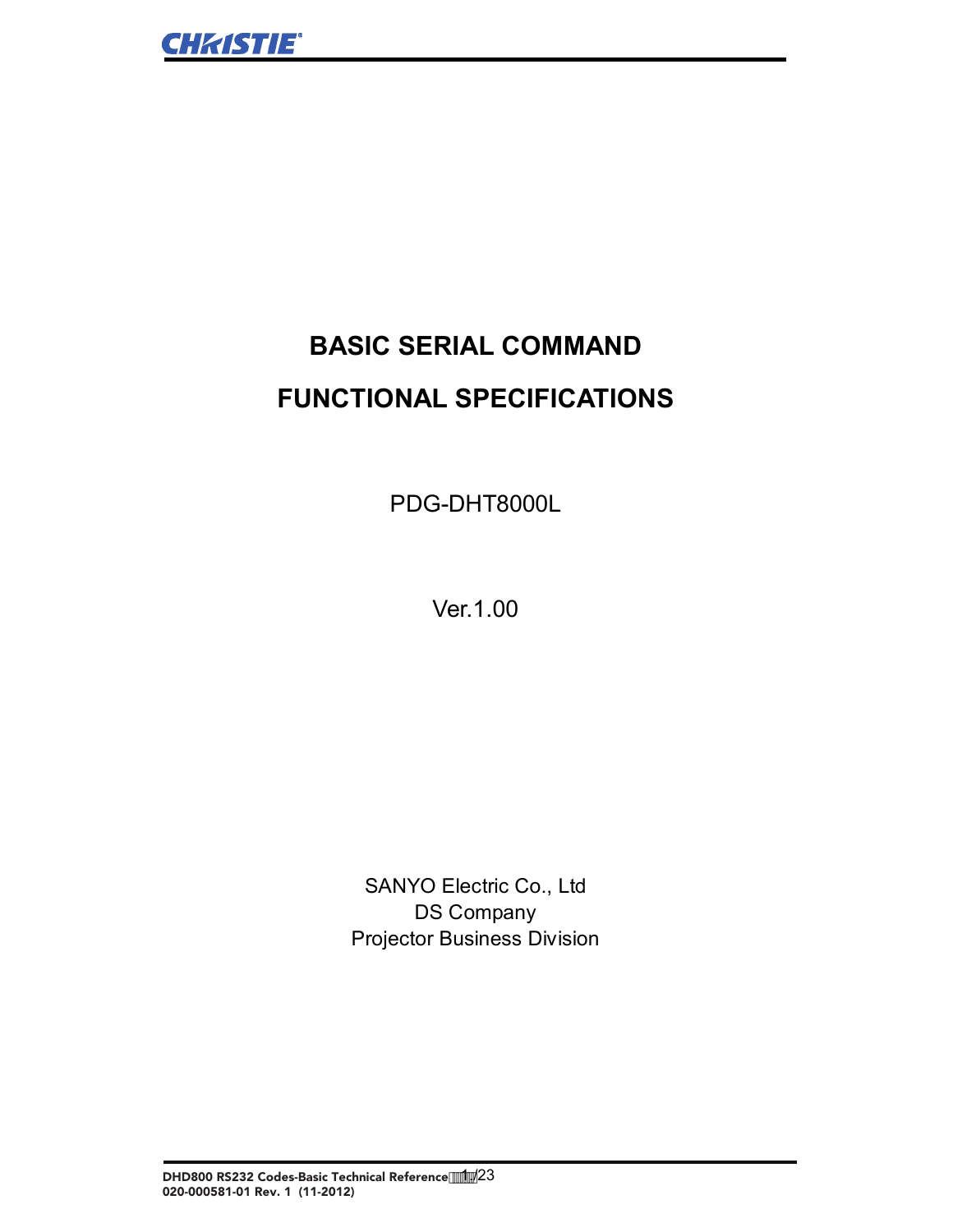# BASIC SERIAL COMMAND

# FUNCTIONAL SPECIFICATIONS

PDG-DHT8000L

Ver.1.00

SANYO Electric Co., Ltd
DS Company
Projector Business Division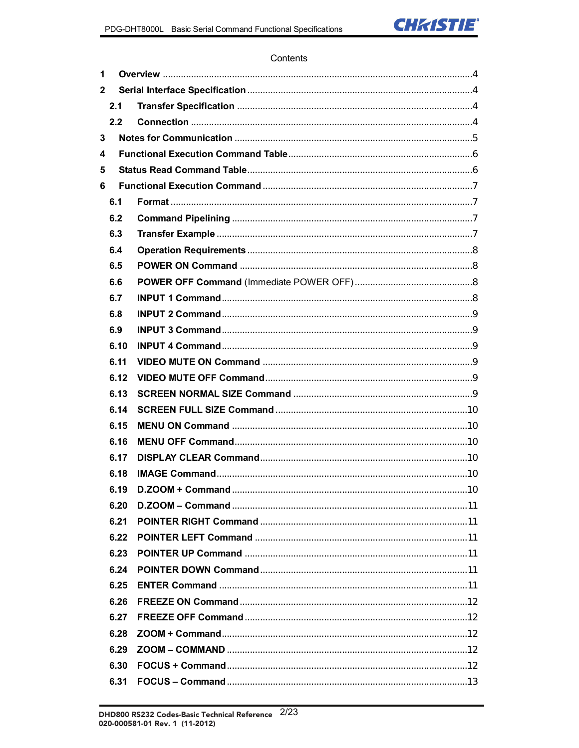Contents

| | | |
|---|---|---|
| 1 | Overview | 4 |
| 2 | Serial Interface Specification | 4 |
| 2.1 | Transfer Specification | 4 |
| 2.2 | Connection | 4 |
| 3 | Notes for Communication | 5 |
| 4 | Functional Execution Command Table | 6 |
| 5 | Status Read Command Table | 6 |
| 6 | Functional Execution Command | 7 |
| 6.1 | Format | 7 |
| 6.2 | Command Pipelining | 7 |
| 6.3 | Transfer Example | 7 |
| 6.4 | Operation Requirements | 8 |
| 6.5 | POWER ON Command | 8 |
| 6.6 | POWER OFF Command (Immediate POWER OFF) | 8 |
| 6.7 | INPUT 1 Command | 8 |
| 6.8 | INPUT 2 Command | 9 |
| 6.9 | INPUT 3 Command | 9 |
| 6.10 | INPUT 4 Command | 9 |
| 6.11 | VIDEO MUTE ON Command | 9 |
| 6.12 | VIDEO MUTE OFF Command | 9 |
| 6.13 | SCREEN NORMAL SIZE Command | 9 |
| 6.14 | SCREEN FULL SIZE Command | 10 |
| 6.15 | MENU ON Command | 10 |
| 6.16 | MENU OFF Command | 10 |
| 6.17 | DISPLAY CLEAR Command | 10 |
| 6.18 | IMAGE Command | 10 |
| 6.19 | D.ZOOM + Command | 10 |
| 6.20 | D.ZOOM – Command | 11 |
| 6.21 | POINTER RIGHT Command | 11 |
| 6.22 | POINTER LEFT Command | 11 |
| 6.23 | POINTER UP Command | 11 |
| 6.24 | POINTER DOWN Command | 11 |
| 6.25 | ENTER Command | 11 |
| 6.26 | FREEZE ON Command | 12 |
| 6.27 | FREEZE OFF Command | 12 |
| 6.28 | ZOOM + Command | 12 |
| 6.29 | ZOOM – COMMAND | 12 |
| 6.30 | FOCUS + Command | 12 |
| 6.31 | FOCUS – Command | 13 |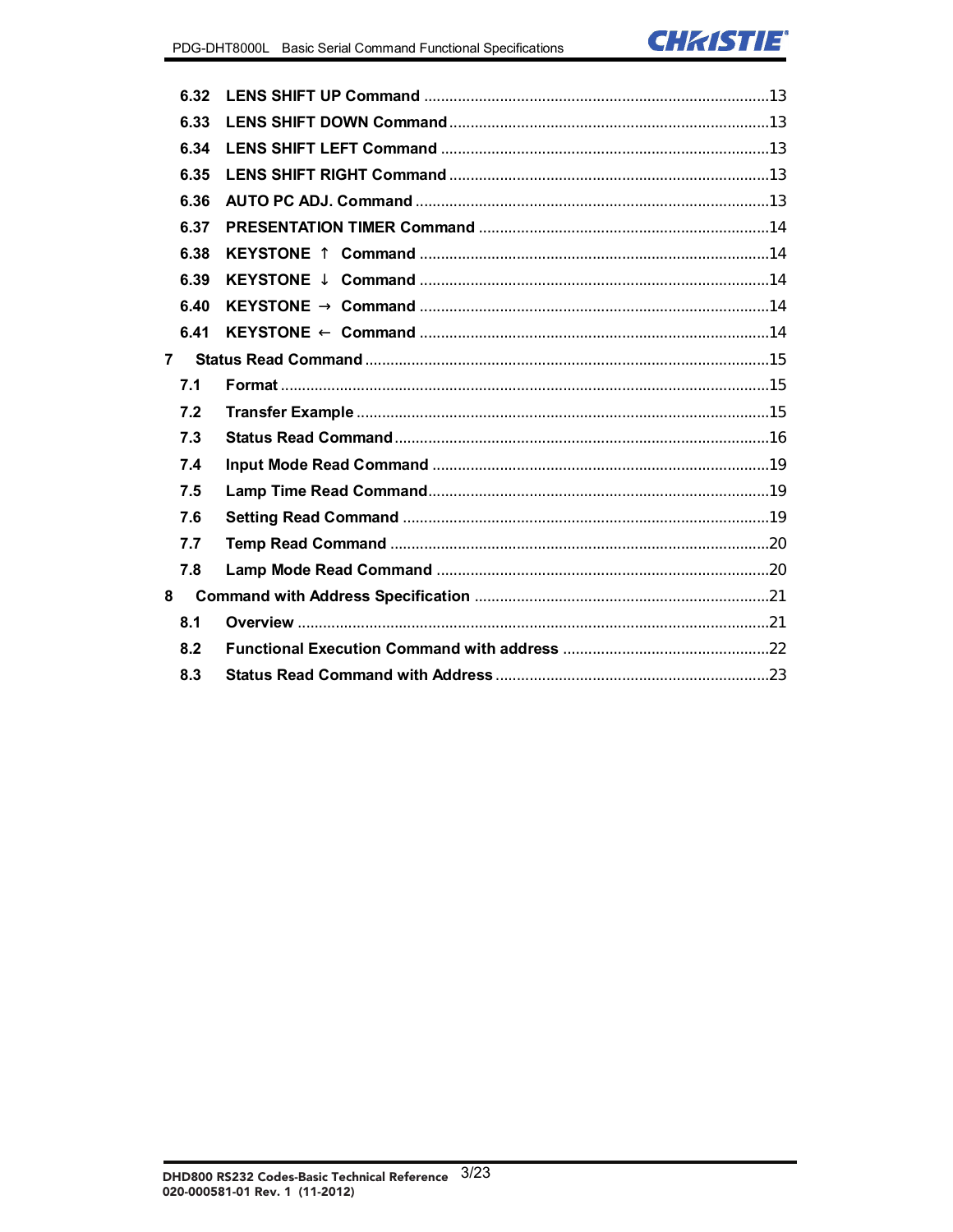6.32 LENS SHIFT UP Command ....................................................................................13

6.33 LENS SHIFT DOWN Command ...............................................................................13

6.34 LENS SHIFT LEFT Command ................................................................................13

6.35 LENS SHIFT RIGHT Command ..............................................................................13

6.36 AUTO PC ADJ. Command ......................................................................................13

6.37 PRESENTATION TIMER Command .......................................................................14

6.38 KEYSTONE ↑ Command .....................................................................................14

6.39 KEYSTONE ↓ Command .....................................................................................14

6.40 KEYSTONE → Command .....................................................................................14

6.41 KEYSTONE ← Command .....................................................................................14

7 Status Read Command ..................................................................................................15

7.1 Format ......................................................................................................................15

7.2 Transfer Example ....................................................................................................15

7.3 Status Read Command ...........................................................................................16

7.4 Input Mode Read Command ..................................................................................19

7.5 Lamp Time Read Command...................................................................................19

7.6 Setting Read Command .........................................................................................19

7.7 Temp Read Command ............................................................................................20

7.8 Lamp Mode Read Command .................................................................................20

8 Command with Address Specification ........................................................................21

8.1 Overview .................................................................................................................21

8.2 Functional Execution Command with address ....................................................22

8.3 Status Read Command with Address ...................................................................23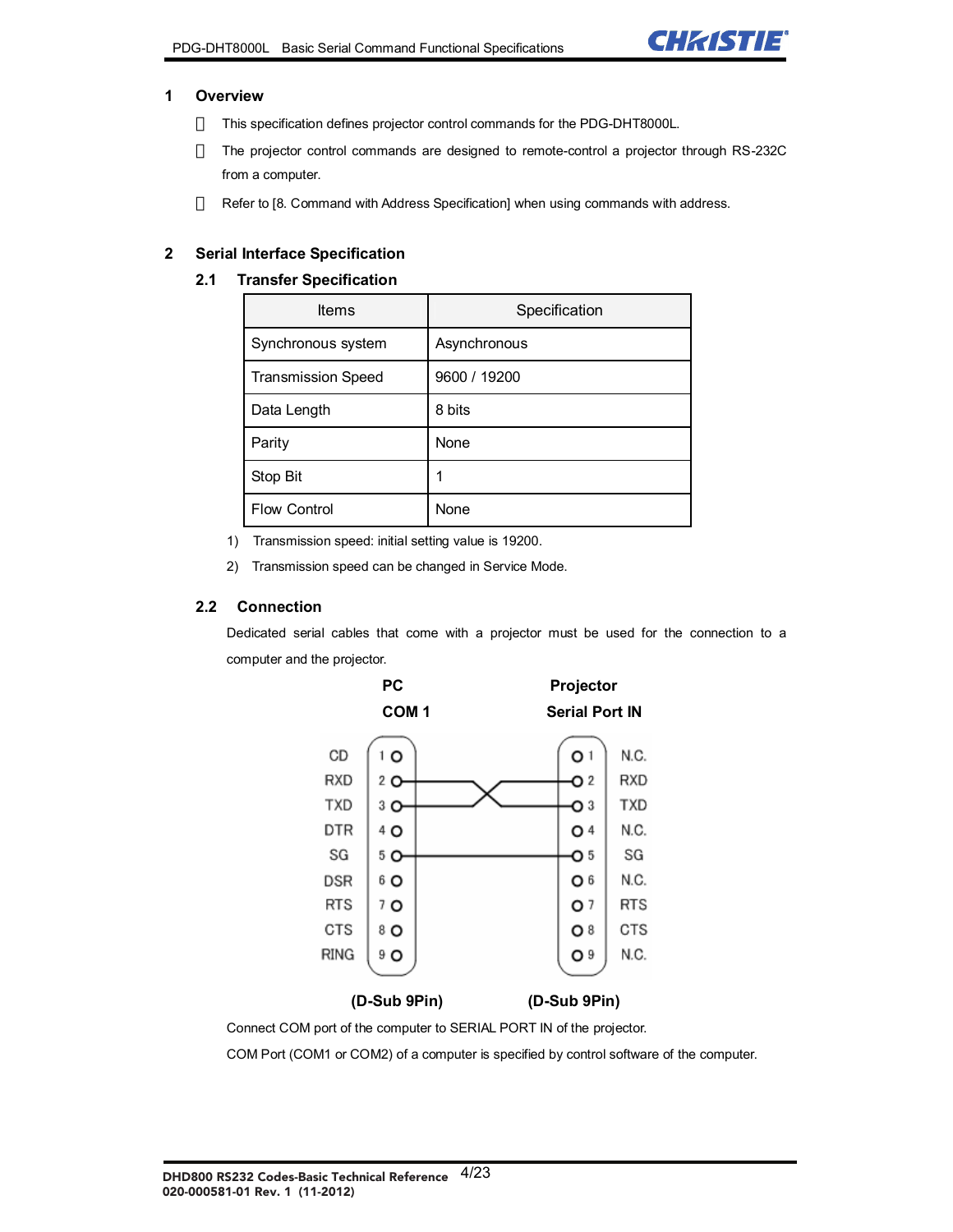# 1 Overview

- This specification defines projector control commands for the PDG-DHT8000L.
- The projector control commands are designed to remote-control a projector through RS-232C from a computer.
- Refer to [8. Command with Address Specification] when using commands with address.

# 2 Serial Interface Specification

## 2.1 Transfer Specification

| Items | Specification |
|---|---|
| Synchronous system | Asynchronous |
| Transmission Speed | 9600 / 19200 |
| Data Length | 8 bits |
| Parity | None |
| Stop Bit | 1 |
| Flow Control | None |

1) Transmission speed: initial setting value is 19200.
2) Transmission speed can be changed in Service Mode.

## 2.2 Connection

Dedicated serial cables that come with a projector must be used for the connection to a computer and the projector.

PC
COM 1

Projector
Serial Port IN

CD 1
RXD 2
TXD 3
DTR 4
SG 5
DSR 6
RTS 7
CTS 8
RING 9

1 N.C.
2 RXD
3 TXD
4 N.C.
5 SG
6 N.C.
7 RTS
8 CTS
9 N.C.

(D-Sub 9Pin) (D-Sub 9Pin)

Connect COM port of the computer to SERIAL PORT IN of the projector.

COM Port (COM1 or COM2) of a computer is specified by control software of the computer.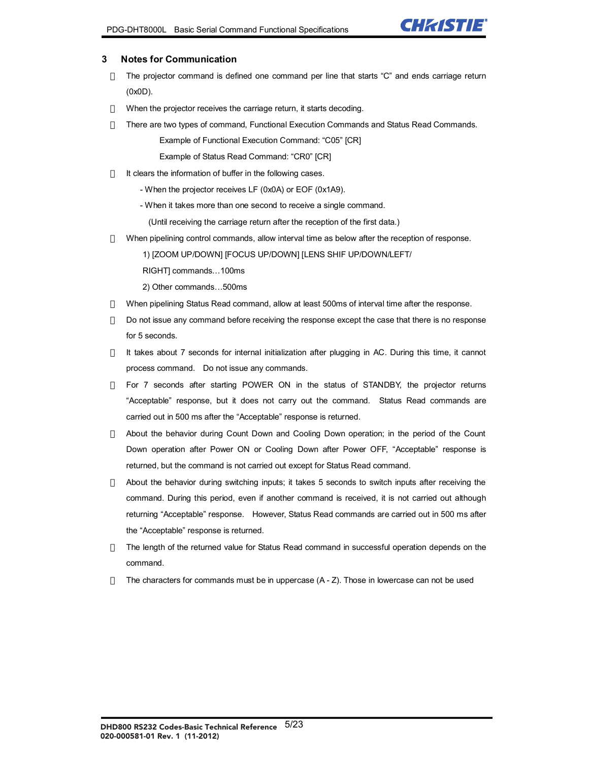## 3 Notes for Communication

- The projector command is defined one command per line that starts "C" and ends carriage return (0x0D).
- When the projector receives the carriage return, it starts decoding.
- There are two types of command, Functional Execution Commands and Status Read Commands.

  Example of Functional Execution Command: "C05" [CR]

  Example of Status Read Command: "CR0" [CR]
- It clears the information of buffer in the following cases.
  - When the projector receives LF (0x0A) or EOF (0x1A9).
  - When it takes more than one second to receive a single command.

    (Until receiving the carriage return after the reception of the first data.)
- When pipelining control commands, allow interval time as below after the reception of response.
  1) [ZOOM UP/DOWN] [FOCUS UP/DOWN] [LENS SHIF UP/DOWN/LEFT/RIGHT] commands…100ms
  2) Other commands…500ms
- When pipelining Status Read command, allow at least 500ms of interval time after the response.
- Do not issue any command before receiving the response except the case that there is no response for 5 seconds.
- It takes about 7 seconds for internal initialization after plugging in AC. During this time, it cannot process command. Do not issue any commands.
- For 7 seconds after starting POWER ON in the status of STANDBY, the projector returns "Acceptable" response, but it does not carry out the command. Status Read commands are carried out in 500 ms after the "Acceptable" response is returned.
- About the behavior during Count Down and Cooling Down operation; in the period of the Count Down operation after Power ON or Cooling Down after Power OFF, "Acceptable" response is returned, but the command is not carried out except for Status Read command.
- About the behavior during switching inputs; it takes 5 seconds to switch inputs after receiving the command. During this period, even if another command is received, it is not carried out although returning "Acceptable" response. However, Status Read commands are carried out in 500 ms after the "Acceptable" response is returned.
- The length of the returned value for Status Read command in successful operation depends on the command.
- The characters for commands must be in uppercase (A - Z). Those in lowercase can not be used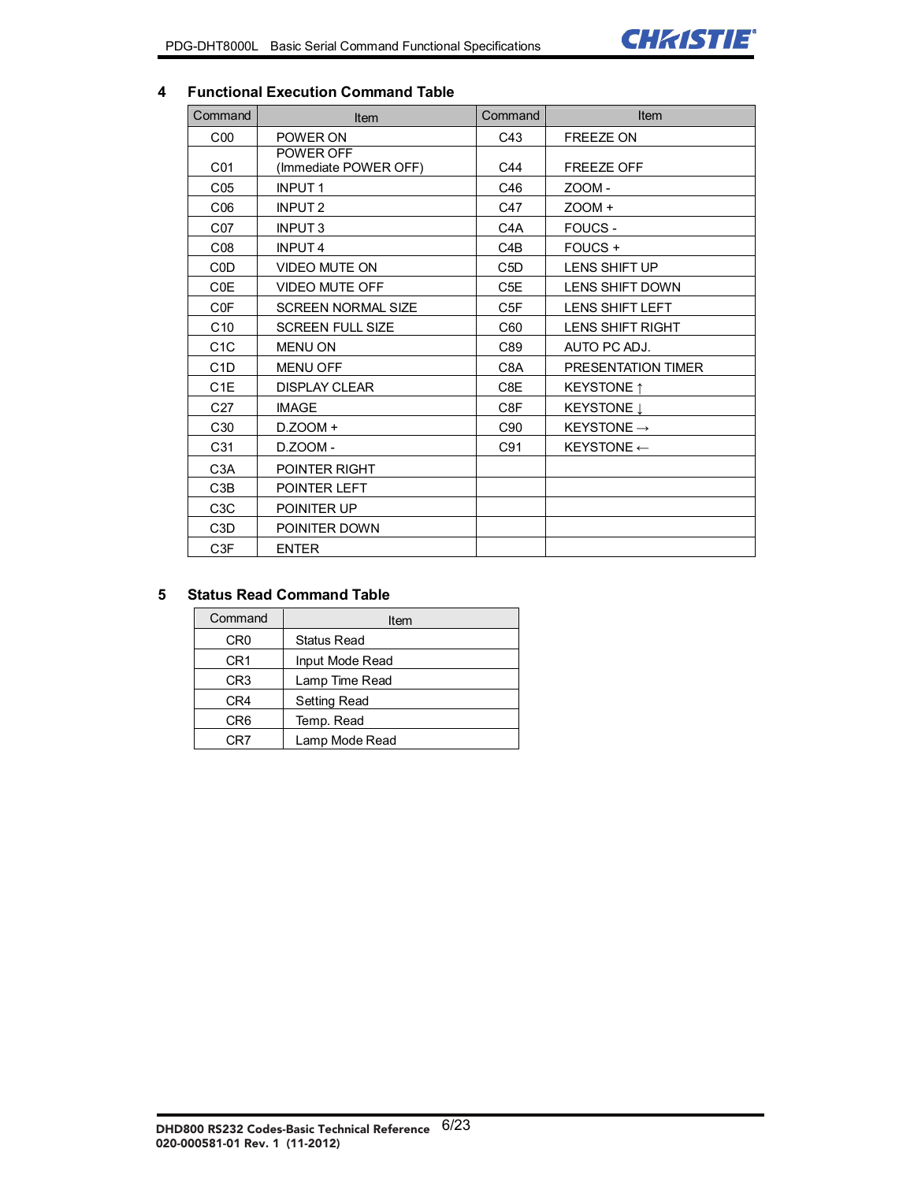## 4 Functional Execution Command Table

| Command | Item | Command | Item |
|---|---|---|---|
| C00 | POWER ON | C43 | FREEZE ON |
| C01 | POWER OFF (Immediate POWER OFF) | C44 | FREEZE OFF |
| C05 | INPUT 1 | C46 | ZOOM - |
| C06 | INPUT 2 | C47 | ZOOM + |
| C07 | INPUT 3 | C4A | FOUCS - |
| C08 | INPUT 4 | C4B | FOUCS + |
| C0D | VIDEO MUTE ON | C5D | LENS SHIFT UP |
| C0E | VIDEO MUTE OFF | C5E | LENS SHIFT DOWN |
| C0F | SCREEN NORMAL SIZE | C5F | LENS SHIFT LEFT |
| C10 | SCREEN FULL SIZE | C60 | LENS SHIFT RIGHT |
| C1C | MENU ON | C89 | AUTO PC ADJ. |
| C1D | MENU OFF | C8A | PRESENTATION TIMER |
| C1E | DISPLAY CLEAR | C8E | KEYSTONE ↑ |
| C27 | IMAGE | C8F | KEYSTONE ↓ |
| C30 | D.ZOOM + | C90 | KEYSTONE → |
| C31 | D.ZOOM - | C91 | KEYSTONE ← |
| C3A | POINTER RIGHT | | |
| C3B | POINTER LEFT | | |
| C3C | POINITER UP | | |
| C3D | POINITER DOWN | | |
| C3F | ENTER | | |

## 5 Status Read Command Table

| Command | Item |
|---|---|
| CR0 | Status Read |
| CR1 | Input Mode Read |
| CR3 | Lamp Time Read |
| CR4 | Setting Read |
| CR6 | Temp. Read |
| CR7 | Lamp Mode Read |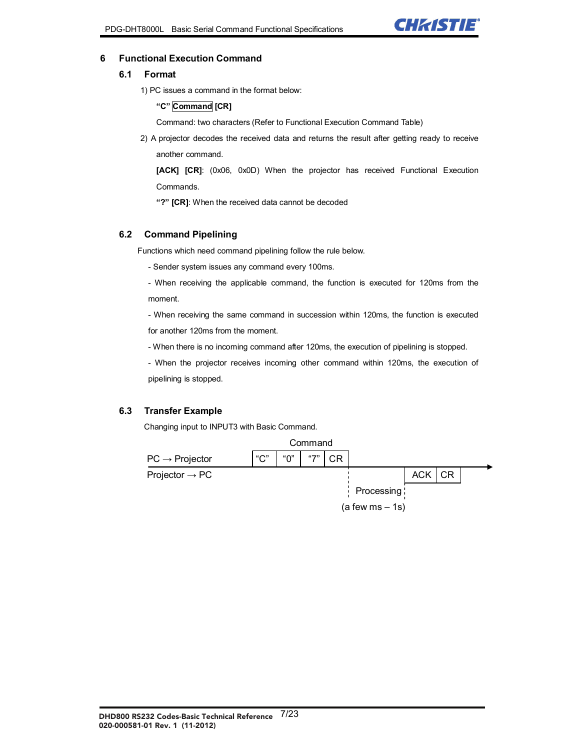# 6 Functional Execution Command

## 6.1 Format

1) PC issues a command in the format below:

**"C" Command [CR]**

Command: two characters (Refer to Functional Execution Command Table)

2) A projector decodes the received data and returns the result after getting ready to receive another command.

**[ACK] [CR]**: (0x06, 0x0D) When the projector has received Functional Execution Commands.

**"?" [CR]**: When the received data cannot be decoded

## 6.2 Command Pipelining

Functions which need command pipelining follow the rule below.

- Sender system issues any command every 100ms.
- When receiving the applicable command, the function is executed for 120ms from the moment.
- When receiving the same command in succession within 120ms, the function is executed for another 120ms from the moment.
- When there is no incoming command after 120ms, the execution of pipelining is stopped.
- When the projector receives incoming other command within 120ms, the execution of pipelining is stopped.

## 6.3 Transfer Example

Changing input to INPUT3 with Basic Command.

Command

PC → Projector "C" "0" "7" CR

Projector → PC ACK CR

Processing

(a few ms – 1s)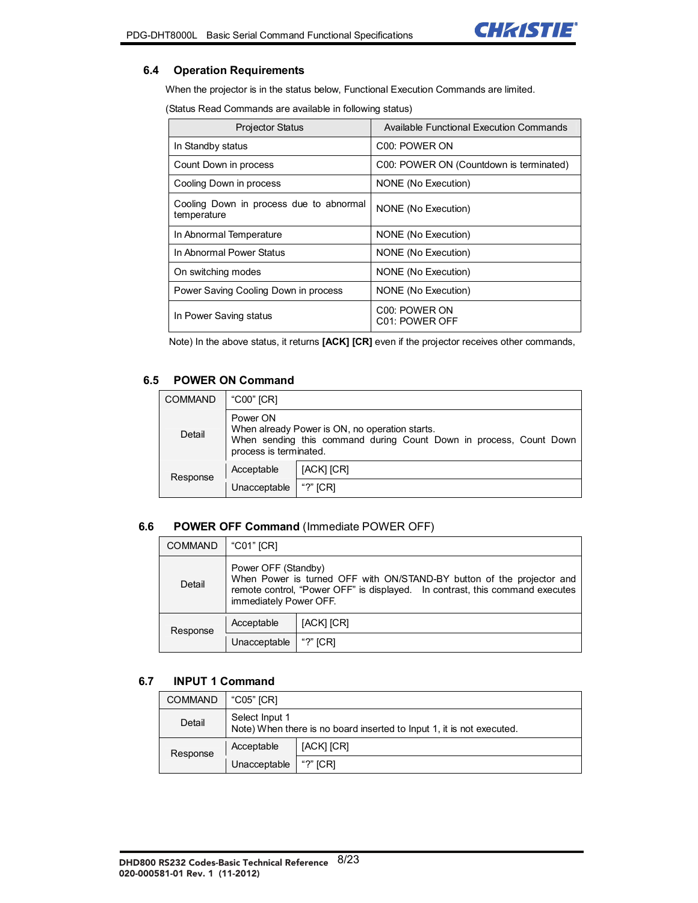## 6.4 Operation Requirements

When the projector is in the status below, Functional Execution Commands are limited.

(Status Read Commands are available in following status)

| Projector Status | Available Functional Execution Commands |
|---|---|
| In Standby status | C00: POWER ON |
| Count Down in process | C00: POWER ON (Countdown is terminated) |
| Cooling Down in process | NONE (No Execution) |
| Cooling Down in process due to abnormal temperature | NONE (No Execution) |
| In Abnormal Temperature | NONE (No Execution) |
| In Abnormal Power Status | NONE (No Execution) |
| On switching modes | NONE (No Execution) |
| Power Saving Cooling Down in process | NONE (No Execution) |
| In Power Saving status | C00: POWER ON<br>C01: POWER OFF |

Note) In the above status, it returns **[ACK] [CR]** even if the projector receives other commands,

## 6.5 POWER ON Command

| | | |
|---|---|---|
| COMMAND | "C00" [CR] | |
| Detail | Power ON<br>When already Power is ON, no operation starts.<br>When sending this command during Count Down in process, Count Down process is terminated. | |
| Response | Acceptable | [ACK] [CR] |
| | Unacceptable | "?" [CR] |

## 6.6 POWER OFF Command (Immediate POWER OFF)

| | | |
|---|---|---|
| COMMAND | "C01" [CR] | |
| Detail | Power OFF (Standby)<br>When Power is turned OFF with ON/STAND-BY button of the projector and remote control, "Power OFF" is displayed. In contrast, this command executes immediately Power OFF. | |
| Response | Acceptable | [ACK] [CR] |
| | Unacceptable | "?" [CR] |

## 6.7 INPUT 1 Command

| | | |
|---|---|---|
| COMMAND | "C05" [CR] | |
| Detail | Select Input 1<br>Note) When there is no board inserted to Input 1, it is not executed. | |
| Response | Acceptable | [ACK] [CR] |
| | Unacceptable | "?" [CR] |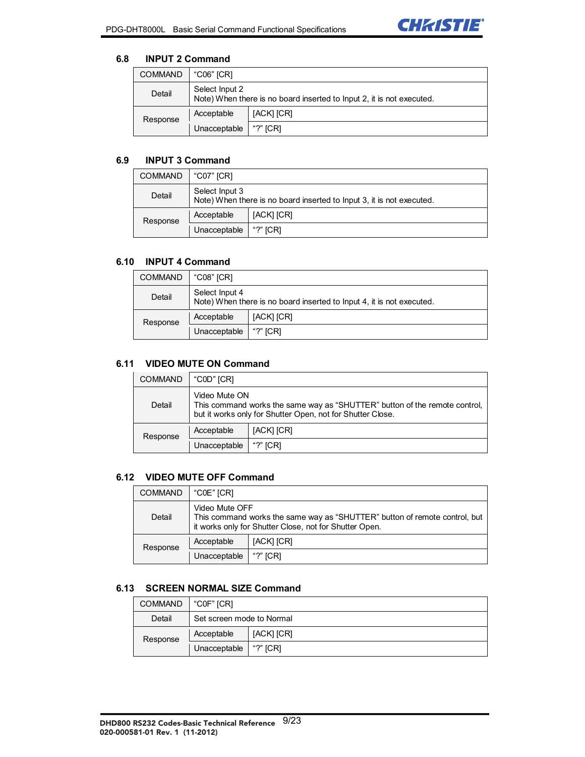### 6.8 INPUT 2 Command

| | | |
|---|---|---|
| COMMAND | "C06" [CR] | |
| Detail | Select Input 2<br>Note) When there is no board inserted to Input 2, it is not executed. | |
| Response | Acceptable | [ACK] [CR] |
| | Unacceptable | "?" [CR] |

### 6.9 INPUT 3 Command

| | | |
|---|---|---|
| COMMAND | "C07" [CR] | |
| Detail | Select Input 3<br>Note) When there is no board inserted to Input 3, it is not executed. | |
| Response | Acceptable | [ACK] [CR] |
| | Unacceptable | "?" [CR] |

### 6.10 INPUT 4 Command

| | | |
|---|---|---|
| COMMAND | "C08" [CR] | |
| Detail | Select Input 4<br>Note) When there is no board inserted to Input 4, it is not executed. | |
| Response | Acceptable | [ACK] [CR] |
| | Unacceptable | "?" [CR] |

### 6.11 VIDEO MUTE ON Command

| | | |
|---|---|---|
| COMMAND | "C0D" [CR] | |
| Detail | Video Mute ON<br>This command works the same way as "SHUTTER" button of the remote control, but it works only for Shutter Open, not for Shutter Close. | |
| Response | Acceptable | [ACK] [CR] |
| | Unacceptable | "?" [CR] |

### 6.12 VIDEO MUTE OFF Command

| | | |
|---|---|---|
| COMMAND | "C0E" [CR] | |
| Detail | Video Mute OFF<br>This command works the same way as "SHUTTER" button of remote control, but it works only for Shutter Close, not for Shutter Open. | |
| Response | Acceptable | [ACK] [CR] |
| | Unacceptable | "?" [CR] |

### 6.13 SCREEN NORMAL SIZE Command

| | | |
|---|---|---|
| COMMAND | "C0F" [CR] | |
| Detail | Set screen mode to Normal | |
| Response | Acceptable | [ACK] [CR] |
| | Unacceptable | "?" [CR] |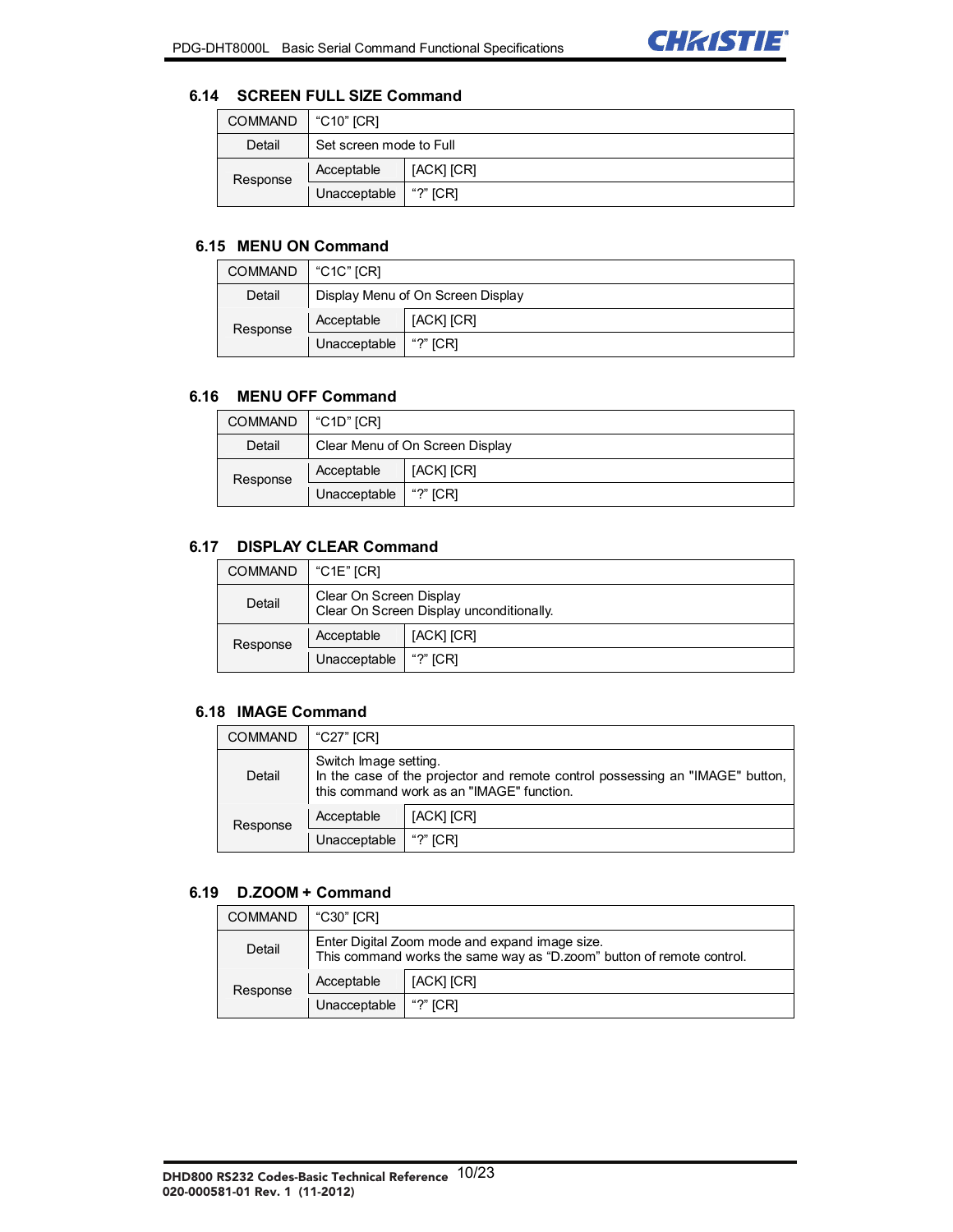### 6.14 SCREEN FULL SIZE Command

| | | |
|---|---|---|
| COMMAND | "C10" [CR] | |
| Detail | Set screen mode to Full | |
| Response | Acceptable | [ACK] [CR] |
| | Unacceptable | "?" [CR] |

### 6.15 MENU ON Command

| | | |
|---|---|---|
| COMMAND | "C1C" [CR] | |
| Detail | Display Menu of On Screen Display | |
| Response | Acceptable | [ACK] [CR] |
| | Unacceptable | "?" [CR] |

### 6.16 MENU OFF Command

| | | |
|---|---|---|
| COMMAND | "C1D" [CR] | |
| Detail | Clear Menu of On Screen Display | |
| Response | Acceptable | [ACK] [CR] |
| | Unacceptable | "?" [CR] |

### 6.17 DISPLAY CLEAR Command

| | | |
|---|---|---|
| COMMAND | "C1E" [CR] | |
| Detail | Clear On Screen Display<br>Clear On Screen Display unconditionally. | |
| Response | Acceptable | [ACK] [CR] |
| | Unacceptable | "?" [CR] |

### 6.18 IMAGE Command

| | | |
|---|---|---|
| COMMAND | "C27" [CR] | |
| Detail | Switch Image setting.<br>In the case of the projector and remote control possessing an "IMAGE" button, this command work as an "IMAGE" function. | |
| Response | Acceptable | [ACK] [CR] |
| | Unacceptable | "?" [CR] |

### 6.19 D.ZOOM + Command

| | | |
|---|---|---|
| COMMAND | "C30" [CR] | |
| Detail | Enter Digital Zoom mode and expand image size.<br>This command works the same way as "D.zoom" button of remote control. | |
| Response | Acceptable | [ACK] [CR] |
| | Unacceptable | "?" [CR] |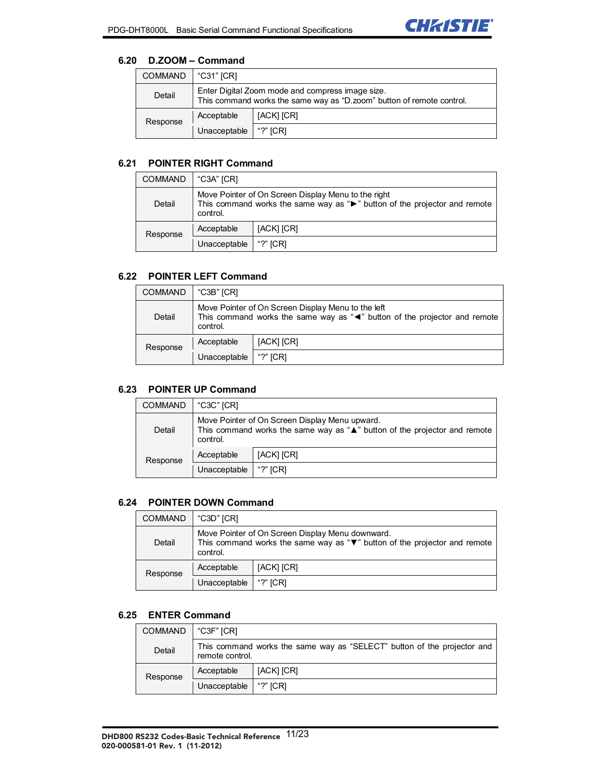### 6.20 D.ZOOM – Command

| | | |
|---|---|---|
| COMMAND | "C31" [CR] | |
| Detail | Enter Digital Zoom mode and compress image size.<br>This command works the same way as "D.zoom" button of remote control. | |
| Response | Acceptable | [ACK] [CR] |
| | Unacceptable | "?" [CR] |

### 6.21 POINTER RIGHT Command

| | | |
|---|---|---|
| COMMAND | "C3A" [CR] | |
| Detail | Move Pointer of On Screen Display Menu to the right<br>This command works the same way as "►" button of the projector and remote control. | |
| Response | Acceptable | [ACK] [CR] |
| | Unacceptable | "?" [CR] |

### 6.22 POINTER LEFT Command

| | | |
|---|---|---|
| COMMAND | "C3B" [CR] | |
| Detail | Move Pointer of On Screen Display Menu to the left<br>This command works the same way as "◄" button of the projector and remote control. | |
| Response | Acceptable | [ACK] [CR] |
| | Unacceptable | "?" [CR] |

### 6.23 POINTER UP Command

| | | |
|---|---|---|
| COMMAND | "C3C" [CR] | |
| Detail | Move Pointer of On Screen Display Menu upward.<br>This command works the same way as "▲" button of the projector and remote control. | |
| Response | Acceptable | [ACK] [CR] |
| | Unacceptable | "?" [CR] |

### 6.24 POINTER DOWN Command

| | | |
|---|---|---|
| COMMAND | "C3D" [CR] | |
| Detail | Move Pointer of On Screen Display Menu downward.<br>This command works the same way as "▼" button of the projector and remote control. | |
| Response | Acceptable | [ACK] [CR] |
| | Unacceptable | "?" [CR] |

### 6.25 ENTER Command

| | | |
|---|---|---|
| COMMAND | "C3F" [CR] | |
| Detail | This command works the same way as "SELECT" button of the projector and remote control. | |
| Response | Acceptable | [ACK] [CR] |
| | Unacceptable | "?" [CR] |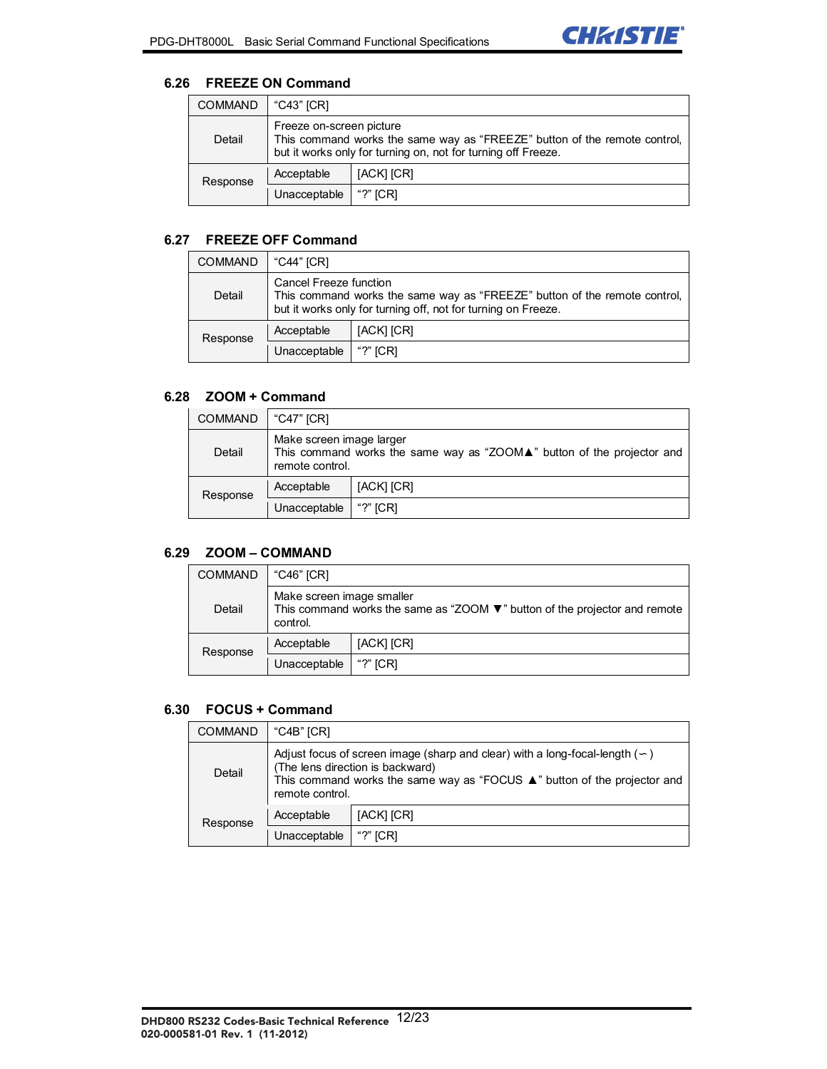## 6.26 FREEZE ON Command

| | | |
|---|---|---|
| COMMAND | "C43" [CR] | |
| Detail | Freeze on-screen picture<br>This command works the same way as "FREEZE" button of the remote control, but it works only for turning on, not for turning off Freeze. | |
| Response | Acceptable | [ACK] [CR] |
| | Unacceptable | "?" [CR] |

## 6.27 FREEZE OFF Command

| | | |
|---|---|---|
| COMMAND | "C44" [CR] | |
| Detail | Cancel Freeze function<br>This command works the same way as "FREEZE" button of the remote control, but it works only for turning off, not for turning on Freeze. | |
| Response | Acceptable | [ACK] [CR] |
| | Unacceptable | "?" [CR] |

## 6.28 ZOOM + Command

| | | |
|---|---|---|
| COMMAND | "C47" [CR] | |
| Detail | Make screen image larger<br>This command works the same way as "ZOOM▲" button of the projector and remote control. | |
| Response | Acceptable | [ACK] [CR] |
| | Unacceptable | "?" [CR] |

## 6.29 ZOOM – COMMAND

| | | |
|---|---|---|
| COMMAND | "C46" [CR] | |
| Detail | Make screen image smaller<br>This command works the same as "ZOOM ▼" button of the projector and remote control. | |
| Response | Acceptable | [ACK] [CR] |
| | Unacceptable | "?" [CR] |

## 6.30 FOCUS + Command

| | | |
|---|---|---|
| COMMAND | "C4B" [CR] | |
| Detail | Adjust focus of screen image (sharp and clear) with a long-focal-length (－)<br>(The lens direction is backward)<br>This command works the same way as "FOCUS ▲" button of the projector and remote control. | |
| Response | Acceptable | [ACK] [CR] |
| | Unacceptable | "?" [CR] |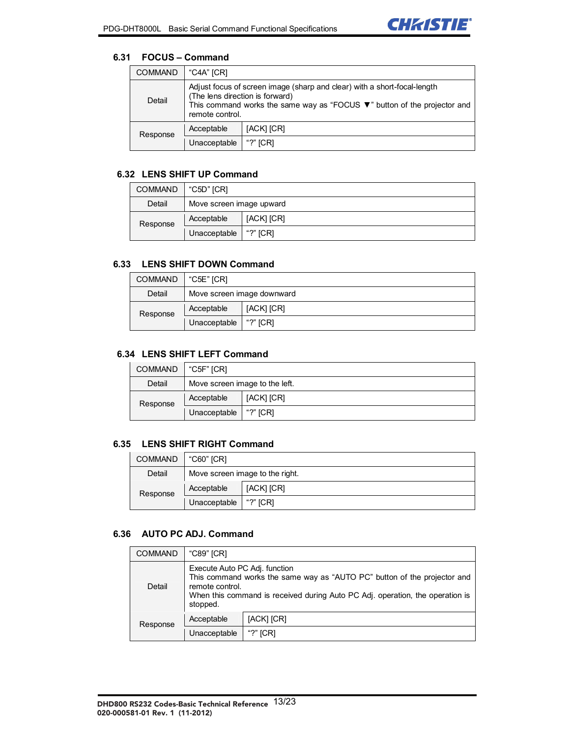### 6.31 FOCUS – Command

| COMMAND | "C4A" [CR] | |
|---|---|---|
| Detail | Adjust focus of screen image (sharp and clear) with a short-focal-length (The lens direction is forward) This command works the same way as "FOCUS ▼" button of the projector and remote control. | |
| Response | Acceptable | [ACK] [CR] |
| | Unacceptable | "?" [CR] |

### 6.32 LENS SHIFT UP Command

| COMMAND | "C5D" [CR] | |
|---|---|---|
| Detail | Move screen image upward | |
| Response | Acceptable | [ACK] [CR] |
| | Unacceptable | "?" [CR] |

### 6.33 LENS SHIFT DOWN Command

| COMMAND | "C5E" [CR] | |
|---|---|---|
| Detail | Move screen image downward | |
| Response | Acceptable | [ACK] [CR] |
| | Unacceptable | "?" [CR] |

### 6.34 LENS SHIFT LEFT Command

| COMMAND | "C5F" [CR] | |
|---|---|---|
| Detail | Move screen image to the left. | |
| Response | Acceptable | [ACK] [CR] |
| | Unacceptable | "?" [CR] |

### 6.35 LENS SHIFT RIGHT Command

| COMMAND | "C60" [CR] | |
|---|---|---|
| Detail | Move screen image to the right. | |
| Response | Acceptable | [ACK] [CR] |
| | Unacceptable | "?" [CR] |

### 6.36 AUTO PC ADJ. Command

| COMMAND | "C89" [CR] | |
|---|---|---|
| Detail | Execute Auto PC Adj. function This command works the same way as "AUTO PC" button of the projector and remote control. When this command is received during Auto PC Adj. operation, the operation is stopped. | |
| Response | Acceptable | [ACK] [CR] |
| | Unacceptable | "?" [CR] |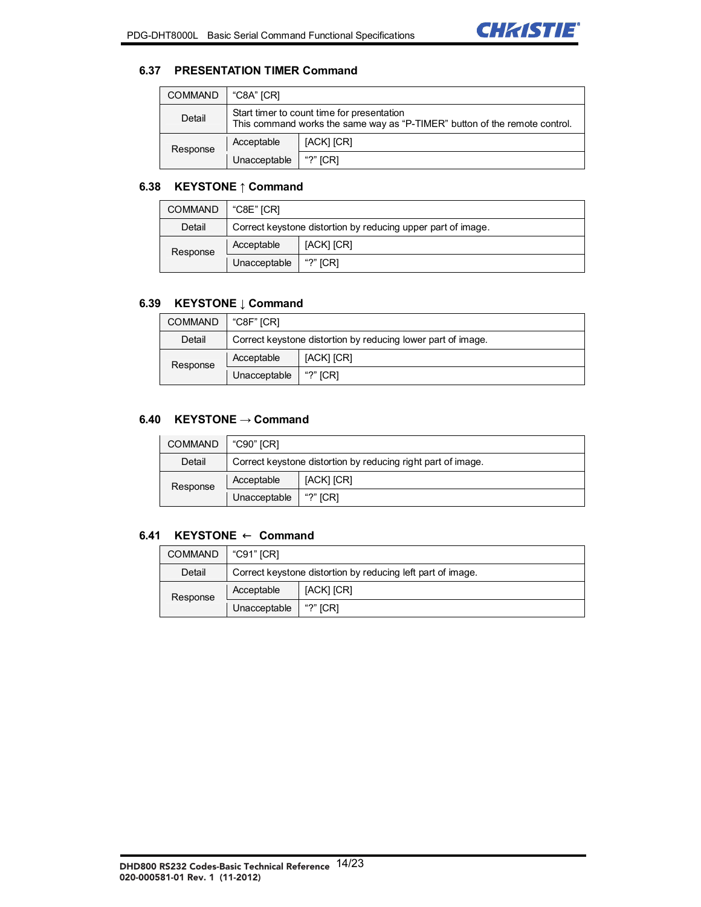## 6.37 PRESENTATION TIMER Command

| | | |
|---|---|---|
| COMMAND | "C8A" [CR] | |
| Detail | Start timer to count time for presentation<br>This command works the same way as "P-TIMER" button of the remote control. | |
| Response | Acceptable | [ACK] [CR] |
| | Unacceptable | "?" [CR] |

## 6.38 KEYSTONE ↑ Command

| | | |
|---|---|---|
| COMMAND | "C8E" [CR] | |
| Detail | Correct keystone distortion by reducing upper part of image. | |
| Response | Acceptable | [ACK] [CR] |
| | Unacceptable | "?" [CR] |

## 6.39 KEYSTONE ↓ Command

| | | |
|---|---|---|
| COMMAND | "C8F" [CR] | |
| Detail | Correct keystone distortion by reducing lower part of image. | |
| Response | Acceptable | [ACK] [CR] |
| | Unacceptable | "?" [CR] |

## 6.40 KEYSTONE → Command

| | | |
|---|---|---|
| COMMAND | "C90" [CR] | |
| Detail | Correct keystone distortion by reducing right part of image. | |
| Response | Acceptable | [ACK] [CR] |
| | Unacceptable | "?" [CR] |

## 6.41 KEYSTONE ← Command

| | | |
|---|---|---|
| COMMAND | "C91" [CR] | |
| Detail | Correct keystone distortion by reducing left part of image. | |
| Response | Acceptable | [ACK] [CR] |
| | Unacceptable | "?" [CR] |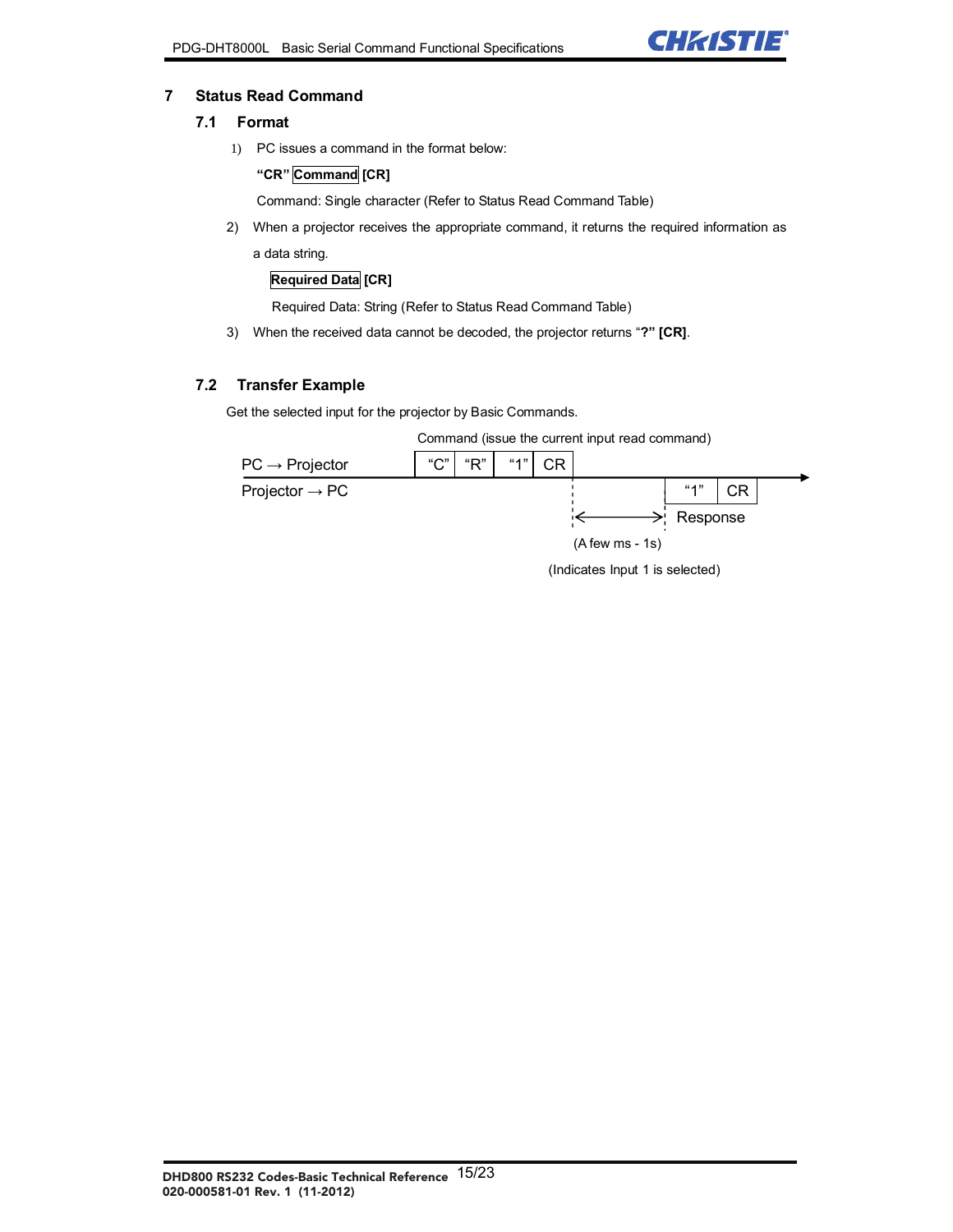# 7 Status Read Command

## 7.1 Format

1) PC issues a command in the format below:

   **"CR" Command [CR]**

   Command: Single character (Refer to Status Read Command Table)

2) When a projector receives the appropriate command, it returns the required information as a data string.

   **Required Data [CR]**

   Required Data: String (Refer to Status Read Command Table)

3) When the received data cannot be decoded, the projector returns "**?" [CR]**.

## 7.2 Transfer Example

Get the selected input for the projector by Basic Commands.

Command (issue the current input read command)

PC → Projector

"C" "R" "1" CR

Projector → PC

"1" CR

Response

(A few ms - 1s)

(Indicates Input 1 is selected)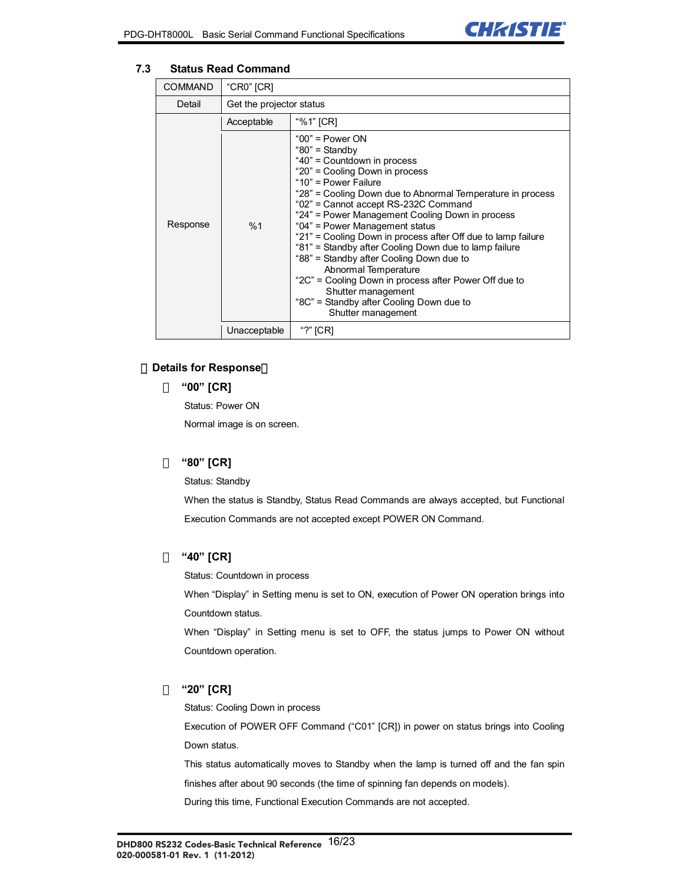### 7.3 Status Read Command

| | | |
|---|---|---|
| COMMAND | "CR0" [CR] | |
| Detail | Get the projector status | |
| Response | Acceptable | "%1" [CR] |
| | %1 | "00" = Power ON<br>"80" = Standby<br>"40" = Countdown in process<br>"20" = Cooling Down in process<br>"10" = Power Failure<br>"28" = Cooling Down due to Abnormal Temperature in process<br>"02" = Cannot accept RS-232C Command<br>"24" = Power Management Cooling Down in process<br>"04" = Power Management status<br>"21" = Cooling Down in process after Off due to lamp failure<br>"81" = Standby after Cooling Down due to lamp failure<br>"88" = Standby after Cooling Down due to Abnormal Temperature<br>"2C" = Cooling Down in process after Power Off due to Shutter management<br>"8C" = Standby after Cooling Down due to Shutter management |
| | Unacceptable | "?" [CR] |

**Details for Response**

- **"00" [CR]**

  Status: Power ON

  Normal image is on screen.

- **"80" [CR]**

  Status: Standby

  When the status is Standby, Status Read Commands are always accepted, but Functional Execution Commands are not accepted except POWER ON Command.

- **"40" [CR]**

  Status: Countdown in process

  When "Display" in Setting menu is set to ON, execution of Power ON operation brings into Countdown status.

  When "Display" in Setting menu is set to OFF, the status jumps to Power ON without Countdown operation.

- **"20" [CR]**

  Status: Cooling Down in process

  Execution of POWER OFF Command ("C01" [CR]) in power on status brings into Cooling Down status.

  This status automatically moves to Standby when the lamp is turned off and the fan spin finishes after about 90 seconds (the time of spinning fan depends on models).

  During this time, Functional Execution Commands are not accepted.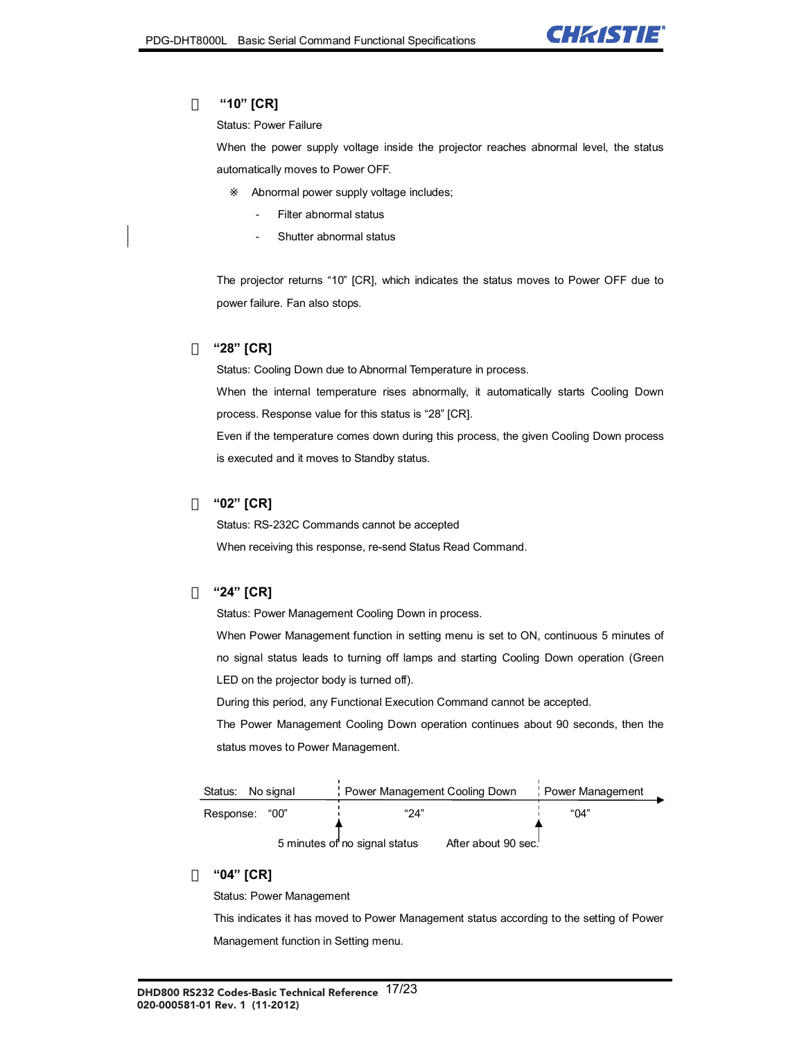- **"10" [CR]**

  Status: Power Failure

  When the power supply voltage inside the projector reaches abnormal level, the status automatically moves to Power OFF.

  ※ Abnormal power supply voltage includes;

  - Filter abnormal status
  - Shutter abnormal status

  The projector returns "10" [CR], which indicates the status moves to Power OFF due to power failure. Fan also stops.

- **"28" [CR]**

  Status: Cooling Down due to Abnormal Temperature in process.

  When the internal temperature rises abnormally, it automatically starts Cooling Down process. Response value for this status is "28" [CR].

  Even if the temperature comes down during this process, the given Cooling Down process is executed and it moves to Standby status.

- **"02" [CR]**

  Status: RS-232C Commands cannot be accepted

  When receiving this response, re-send Status Read Command.

- **"24" [CR]**

  Status: Power Management Cooling Down in process.

  When Power Management function in setting menu is set to ON, continuous 5 minutes of no signal status leads to turning off lamps and starting Cooling Down operation (Green LED on the projector body is turned off).

  During this period, any Functional Execution Command cannot be accepted.

  The Power Management Cooling Down operation continues about 90 seconds, then the status moves to Power Management.

Status: No signal | Power Management Cooling Down | Power Management

Response: "00" | "24" | "04"

5 minutes of no signal status

After about 90 sec.

- **"04" [CR]**

  Status: Power Management

  This indicates it has moved to Power Management status according to the setting of Power Management function in Setting menu.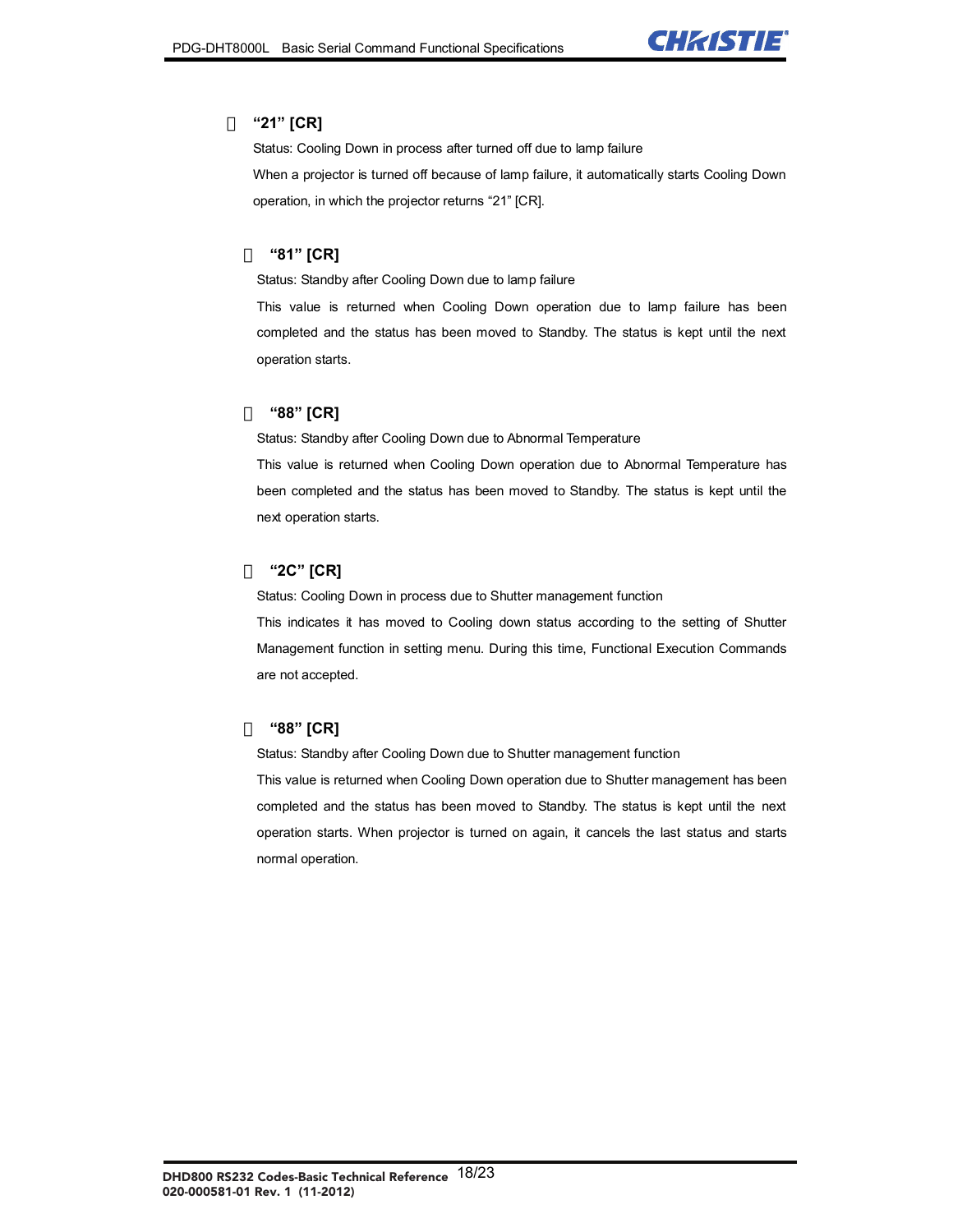- **"21" [CR]**

  Status: Cooling Down in process after turned off due to lamp failure

  When a projector is turned off because of lamp failure, it automatically starts Cooling Down operation, in which the projector returns "21" [CR].

- **"81" [CR]**

  Status: Standby after Cooling Down due to lamp failure

  This value is returned when Cooling Down operation due to lamp failure has been completed and the status has been moved to Standby. The status is kept until the next operation starts.

- **"88" [CR]**

  Status: Standby after Cooling Down due to Abnormal Temperature

  This value is returned when Cooling Down operation due to Abnormal Temperature has been completed and the status has been moved to Standby. The status is kept until the next operation starts.

- **"2C" [CR]**

  Status: Cooling Down in process due to Shutter management function

  This indicates it has moved to Cooling down status according to the setting of Shutter Management function in setting menu. During this time, Functional Execution Commands are not accepted.

- **"88" [CR]**

  Status: Standby after Cooling Down due to Shutter management function

  This value is returned when Cooling Down operation due to Shutter management has been completed and the status has been moved to Standby. The status is kept until the next operation starts. When projector is turned on again, it cancels the last status and starts normal operation.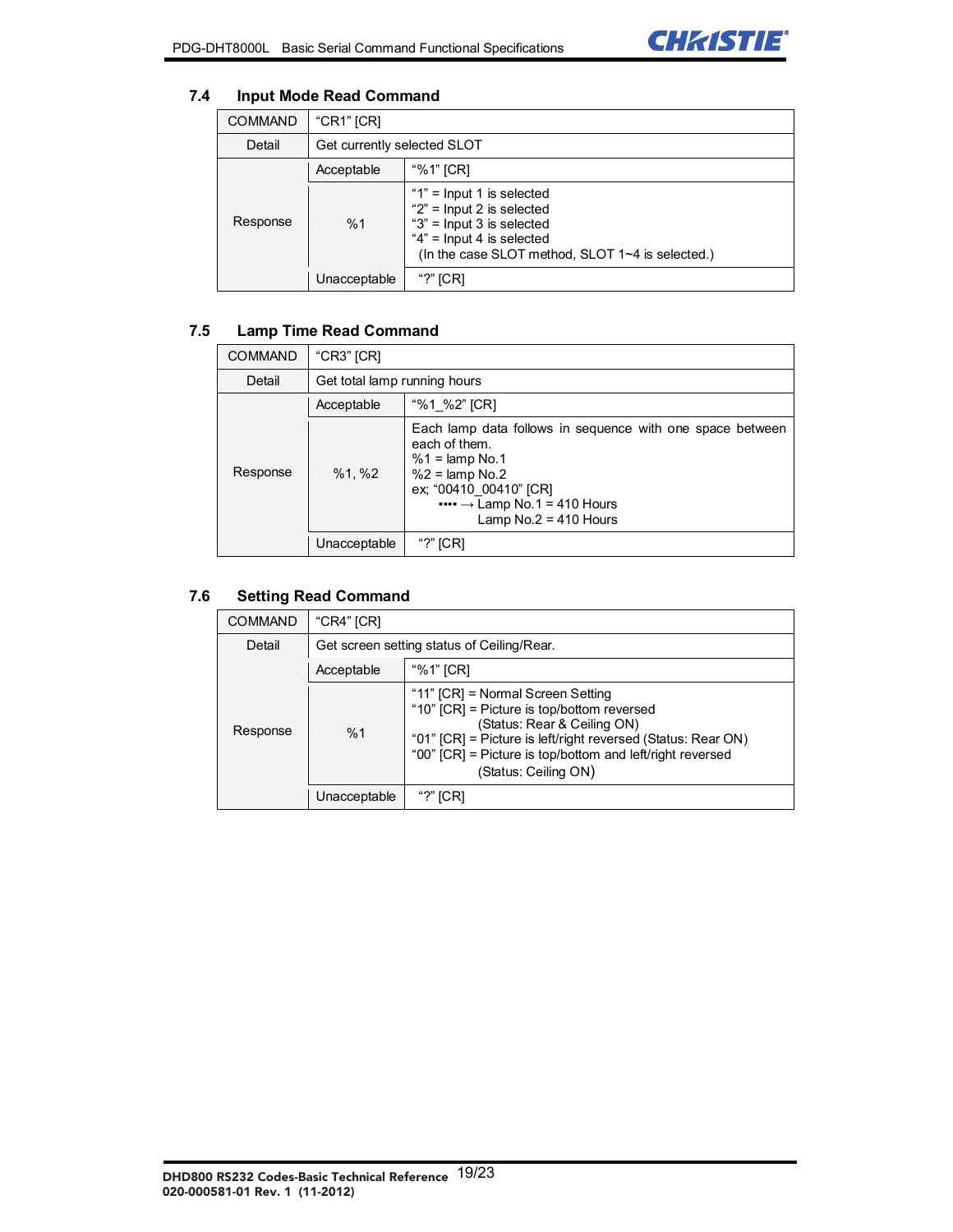## 7.4 Input Mode Read Command

| | | |
|---|---|---|
| COMMAND | "CR1" [CR] | |
| Detail | Get currently selected SLOT | |
| Response | Acceptable | "%1" [CR] |
| | %1 | "1" = Input 1 is selected<br>"2" = Input 2 is selected<br>"3" = Input 3 is selected<br>"4" = Input 4 is selected<br>(In the case SLOT method, SLOT 1~4 is selected.) |
| | Unacceptable | "?" [CR] |

## 7.5 Lamp Time Read Command

| | | |
|---|---|---|
| COMMAND | "CR3" [CR] | |
| Detail | Get total lamp running hours | |
| Response | Acceptable | "%1_%2" [CR] |
| | %1, %2 | Each lamp data follows in sequence with one space between each of them.<br>%1 = lamp No.1<br>%2 = lamp No.2<br>ex; "00410_00410" [CR]<br>···· → Lamp No.1 = 410 Hours<br>Lamp No.2 = 410 Hours |
| | Unacceptable | "?" [CR] |

## 7.6 Setting Read Command

| | | |
|---|---|---|
| COMMAND | "CR4" [CR] | |
| Detail | Get screen setting status of Ceiling/Rear. | |
| Response | Acceptable | "%1" [CR] |
| | %1 | "11" [CR] = Normal Screen Setting<br>"10" [CR] = Picture is top/bottom reversed<br>(Status: Rear & Ceiling ON)<br>"01" [CR] = Picture is left/right reversed (Status: Rear ON)<br>"00" [CR] = Picture is top/bottom and left/right reversed<br>(Status: Ceiling ON) |
| | Unacceptable | "?" [CR] |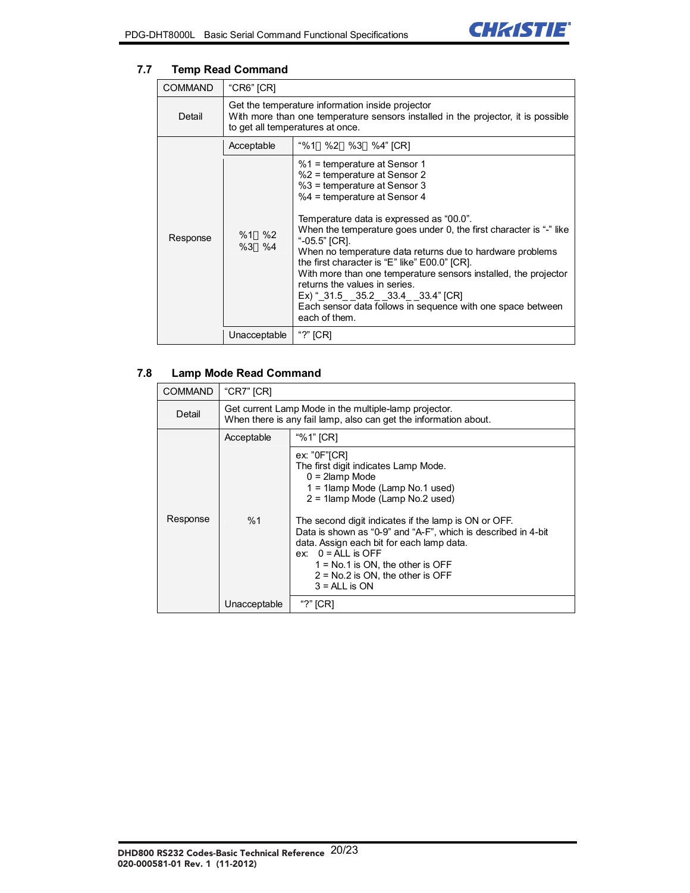## 7.7 Temp Read Command

| | | |
|---|---|---|
| COMMAND | "CR6" [CR] | |
| Detail | Get the temperature information inside projector<br>With more than one temperature sensors installed in the projector, it is possible to get all temperatures at once. | |
| Response | Acceptable | "%1 %2 %3 %4" [CR] |
| | %1 %2<br>%3 %4 | %1 = temperature at Sensor 1<br>%2 = temperature at Sensor 2<br>%3 = temperature at Sensor 3<br>%4 = temperature at Sensor 4<br><br>Temperature data is expressed as "00.0".<br>When the temperature goes under 0, the first character is "-" like "-05.5" [CR].<br>When no temperature data returns due to hardware problems the first character is "E" like" E00.0" [CR].<br>With more than one temperature sensors installed, the projector returns the values in series.<br>Ex) "_31.5_ _35.2_ _33.4_ _33.4" [CR]<br>Each sensor data follows in sequence with one space between each of them. |
| | Unacceptable | "?" [CR] |

## 7.8 Lamp Mode Read Command

| | | |
|---|---|---|
| COMMAND | "CR7" [CR] | |
| Detail | Get current Lamp Mode in the multiple-lamp projector.<br>When there is any fail lamp, also can get the information about. | |
| Response | Acceptable | "%1" [CR] |
| | %1 | ex: "0F"[CR]<br>The first digit indicates Lamp Mode.<br>0 = 2lamp Mode<br>1 = 1lamp Mode (Lamp No.1 used)<br>2 = 1lamp Mode (Lamp No.2 used)<br><br>The second digit indicates if the lamp is ON or OFF.<br>Data is shown as "0-9" and "A-F", which is described in 4-bit data. Assign each bit for each lamp data.<br>ex: 0 = ALL is OFF<br>1 = No.1 is ON, the other is OFF<br>2 = No.2 is ON, the other is OFF<br>3 = ALL is ON |
| | Unacceptable | "?" [CR] |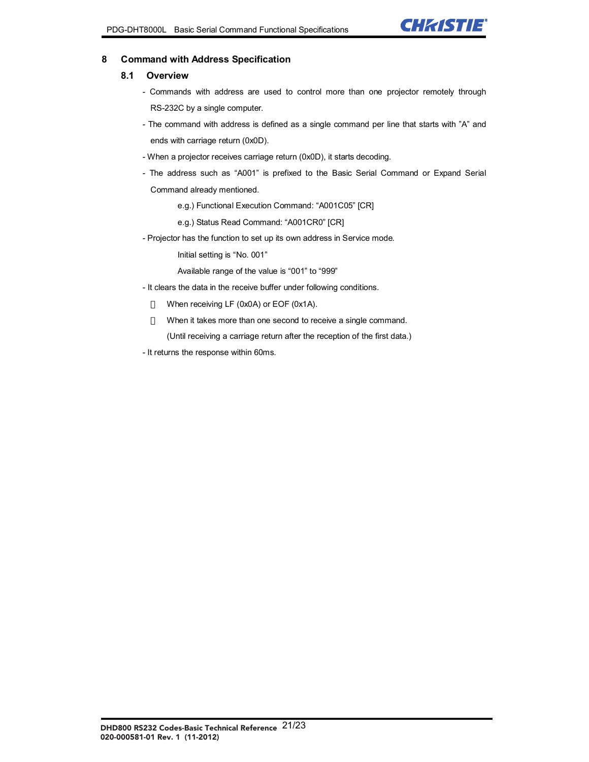# 8 Command with Address Specification

## 8.1 Overview

- Commands with address are used to control more than one projector remotely through RS-232C by a single computer.
- The command with address is defined as a single command per line that starts with "A" and ends with carriage return (0x0D).
- When a projector receives carriage return (0x0D), it starts decoding.
- The address such as "A001" is prefixed to the Basic Serial Command or Expand Serial Command already mentioned.

  e.g.) Functional Execution Command: "A001C05" [CR]

  e.g.) Status Read Command: "A001CR0" [CR]
- Projector has the function to set up its own address in Service mode.

  Initial setting is "No. 001"

  Available range of the value is "001" to "999"
- It clears the data in the receive buffer under following conditions.
  - When receiving LF (0x0A) or EOF (0x1A).
  - When it takes more than one second to receive a single command.
    (Until receiving a carriage return after the reception of the first data.)
- It returns the response within 60ms.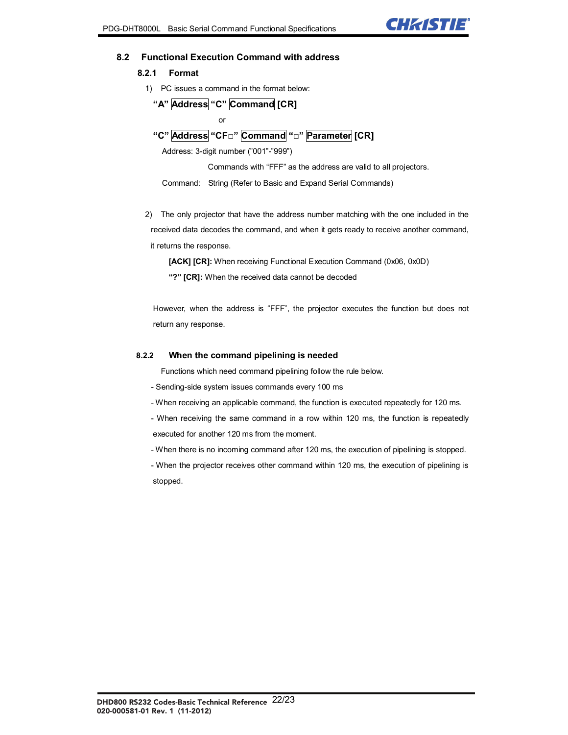## 8.2 Functional Execution Command with address

### 8.2.1 Format

1) PC issues a command in the format below:

**“A” Address “C” Command [CR]**

or

**“C” Address “CF□” Command “□” Parameter [CR]**

Address: 3-digit number (”001”-”999”)

Commands with “FFF” as the address are valid to all projectors.

Command: String (Refer to Basic and Expand Serial Commands)

2) The only projector that have the address number matching with the one included in the received data decodes the command, and when it gets ready to receive another command, it returns the response.

**[ACK] [CR]:** When receiving Functional Execution Command (0x06, 0x0D)

**“?” [CR]:** When the received data cannot be decoded

However, when the address is “FFF”, the projector executes the function but does not return any response.

### 8.2.2 When the command pipelining is needed

Functions which need command pipelining follow the rule below.

- Sending-side system issues commands every 100 ms
- When receiving an applicable command, the function is executed repeatedly for 120 ms.
- When receiving the same command in a row within 120 ms, the function is repeatedly executed for another 120 ms from the moment.
- When there is no incoming command after 120 ms, the execution of pipelining is stopped.
- When the projector receives other command within 120 ms, the execution of pipelining is stopped.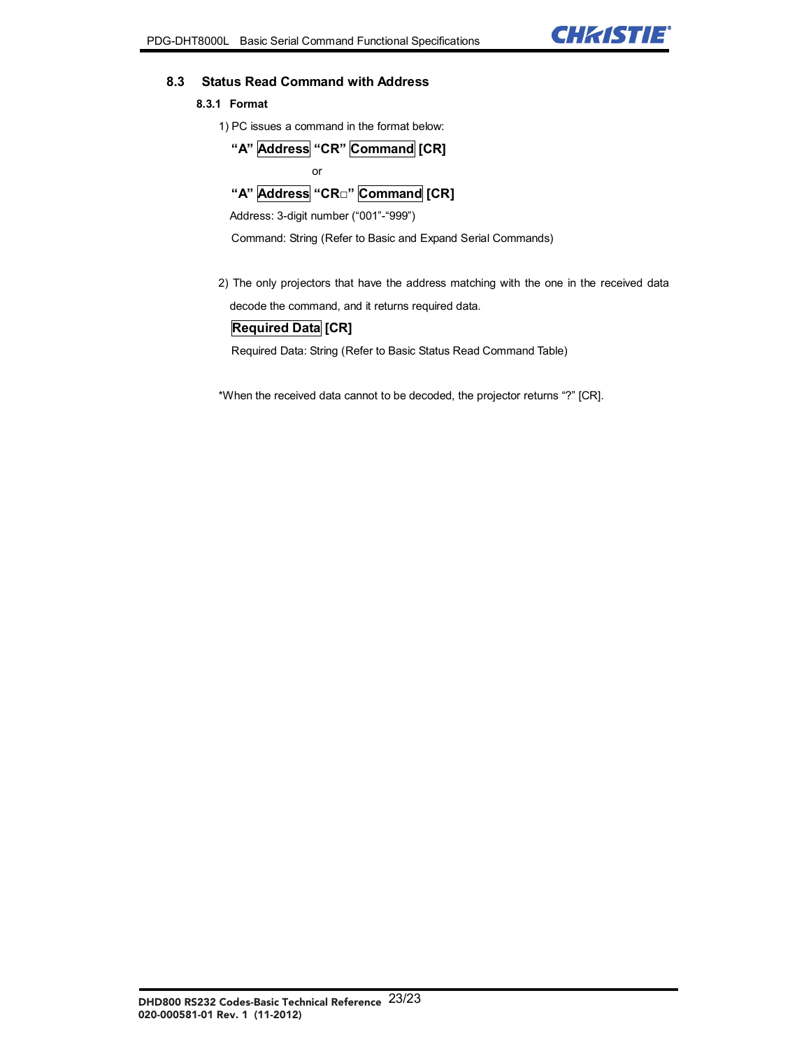## 8.3 Status Read Command with Address

### 8.3.1 Format

1) PC issues a command in the format below:

**“A” Address “CR” Command [CR]**

or

**“A” Address “CR□” Command [CR]**

Address: 3-digit number (“001”-“999”)

Command: String (Refer to Basic and Expand Serial Commands)

2) The only projectors that have the address matching with the one in the received data decode the command, and it returns required data.

**Required Data [CR]**

Required Data: String (Refer to Basic Status Read Command Table)

*When the received data cannot to be decoded, the projector returns “?” [CR].